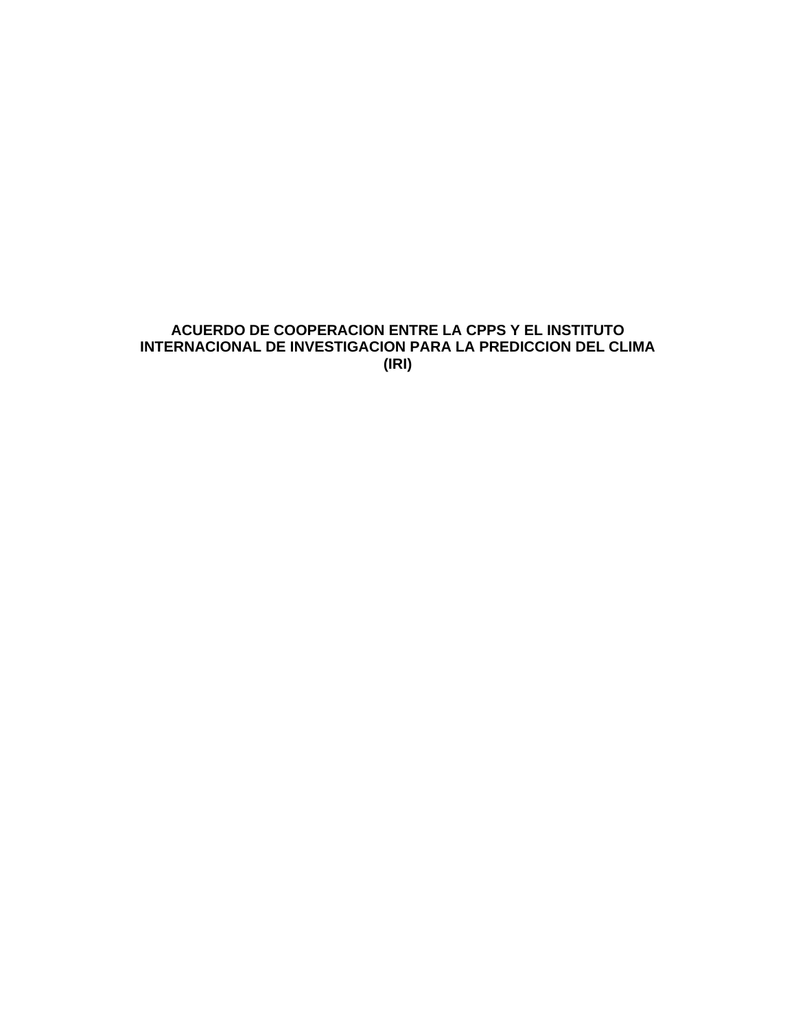# ACUERDO DE COOPERACION ENTRE LA CPPS Y EL INSTITUTO INTERNACIONAL DE INVESTIGACION PARA LA PREDICCION DEL CLIMA (IRI)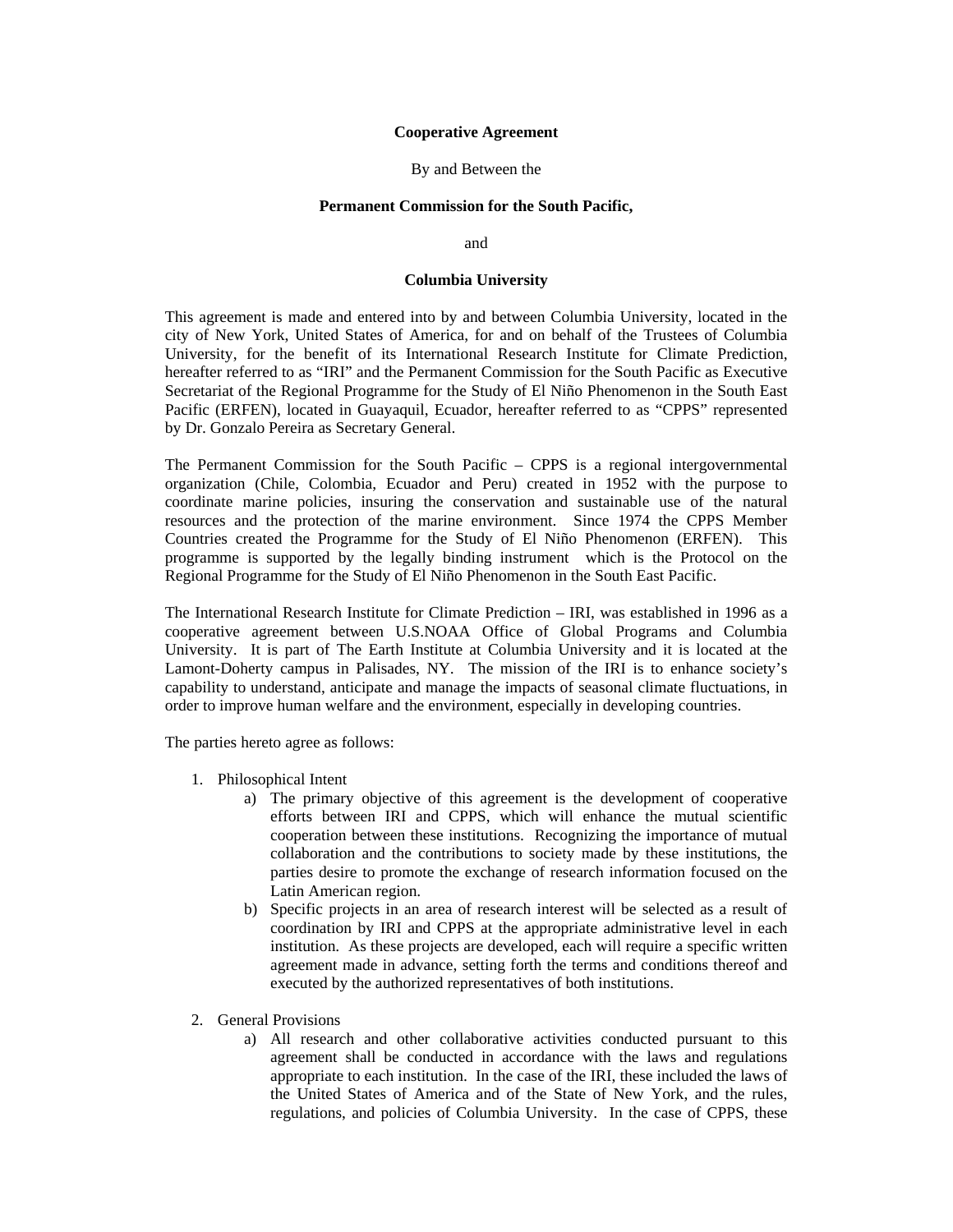**Cooperative Agreement**

By and Between the

**Permanent Commission for the South Pacific,**

and

**Columbia University**

This agreement is made and entered into by and between Columbia University, located in the city of New York, United States of America, for and on behalf of the Trustees of Columbia University, for the benefit of its International Research Institute for Climate Prediction, hereafter referred to as "IRI" and the Permanent Commission for the South Pacific as Executive Secretariat of the Regional Programme for the Study of El Niño Phenomenon in the South East Pacific (ERFEN), located in Guayaquil, Ecuador, hereafter referred to as "CPPS" represented by Dr. Gonzalo Pereira as Secretary General.

The Permanent Commission for the South Pacific – CPPS is a regional intergovernmental organization (Chile, Colombia, Ecuador and Peru) created in 1952 with the purpose to coordinate marine policies, insuring the conservation and sustainable use of the natural resources and the protection of the marine environment. Since 1974 the CPPS Member Countries created the Programme for the Study of El Niño Phenomenon (ERFEN). This programme is supported by the legally binding instrument which is the Protocol on the Regional Programme for the Study of El Niño Phenomenon in the South East Pacific.

The International Research Institute for Climate Prediction – IRI, was established in 1996 as a cooperative agreement between U.S.NOAA Office of Global Programs and Columbia University. It is part of The Earth Institute at Columbia University and it is located at the Lamont-Doherty campus in Palisades, NY. The mission of the IRI is to enhance society's capability to understand, anticipate and manage the impacts of seasonal climate fluctuations, in order to improve human welfare and the environment, especially in developing countries.

The parties hereto agree as follows:

1. Philosophical Intent
   a) The primary objective of this agreement is the development of cooperative efforts between IRI and CPPS, which will enhance the mutual scientific cooperation between these institutions. Recognizing the importance of mutual collaboration and the contributions to society made by these institutions, the parties desire to promote the exchange of research information focused on the Latin American region.
   b) Specific projects in an area of research interest will be selected as a result of coordination by IRI and CPPS at the appropriate administrative level in each institution. As these projects are developed, each will require a specific written agreement made in advance, setting forth the terms and conditions thereof and executed by the authorized representatives of both institutions.

2. General Provisions
   a) All research and other collaborative activities conducted pursuant to this agreement shall be conducted in accordance with the laws and regulations appropriate to each institution. In the case of the IRI, these included the laws of the United States of America and of the State of New York, and the rules, regulations, and policies of Columbia University. In the case of CPPS, these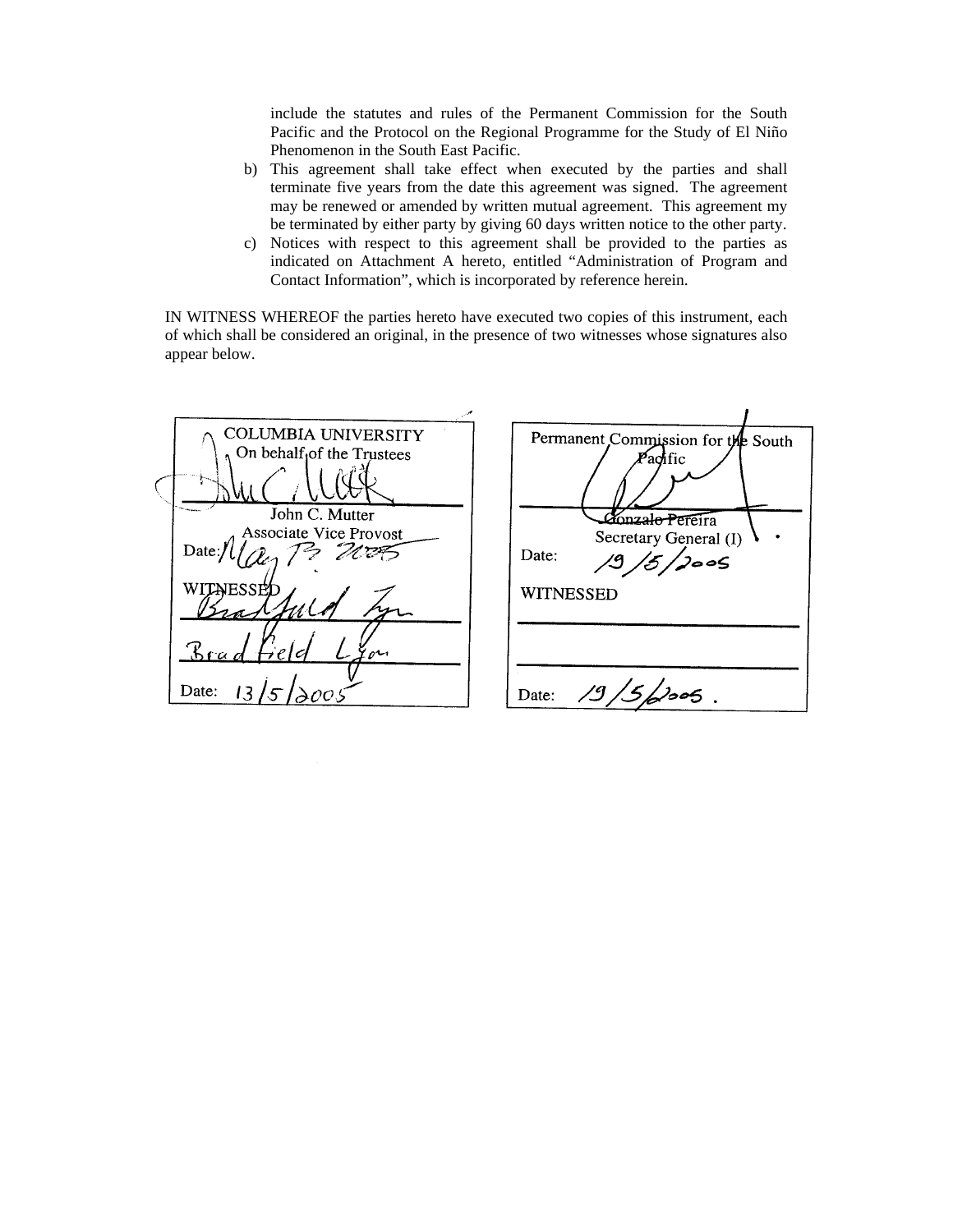include the statutes and rules of the Permanent Commission for the South Pacific and the Protocol on the Regional Programme for the Study of El Niño Phenomenon in the South East Pacific.

b) This agreement shall take effect when executed by the parties and shall terminate five years from the date this agreement was signed. The agreement may be renewed or amended by written mutual agreement. This agreement my be terminated by either party by giving 60 days written notice to the other party.

c) Notices with respect to this agreement shall be provided to the parties as indicated on Attachment A hereto, entitled "Administration of Program and Contact Information", which is incorporated by reference herein.

IN WITNESS WHEREOF the parties hereto have executed two copies of this instrument, each of which shall be considered an original, in the presence of two witnesses whose signatures also appear below.

| COLUMBIA UNIVERSITY On behalf of the Trustees | Permanent Commission for the South Pacific |
|---|---|
| John C. Mutter | Gonzalo Pereira |
| Associate Vice Provost | Secretary General (I) |
| Date: May 13 2005 | Date: 19/5/2005 |
| WITNESSED | WITNESSED |
| Bradfield Lyon | |
| Date: 13/5/2005 | Date: 19/5/2005. |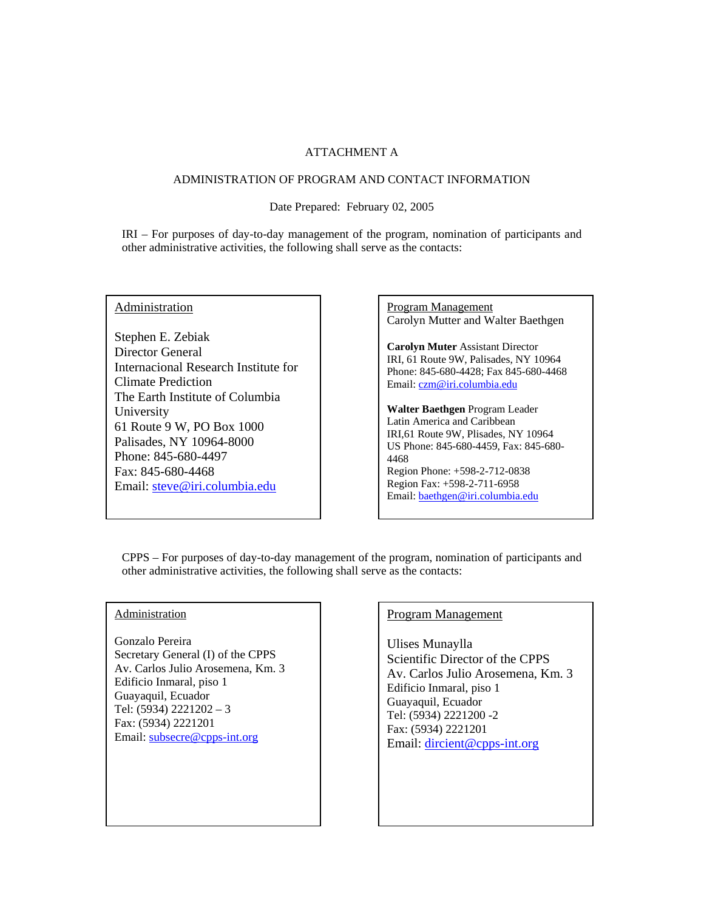ATTACHMENT A

ADMINISTRATION OF PROGRAM AND CONTACT INFORMATION

Date Prepared: February 02, 2005

IRI – For purposes of day-to-day management of the program, nomination of participants and other administrative activities, the following shall serve as the contacts:

Administration

Stephen E. Zebiak
Director General
Internacional Research Institute for Climate Prediction
The Earth Institute of Columbia University
61 Route 9 W, PO Box 1000
Palisades, NY 10964-8000
Phone: 845-680-4497
Fax: 845-680-4468
Email: steve@iri.columbia.edu

Program Management
Carolyn Mutter and Walter Baethgen

**Carolyn Muter** Assistant Director
IRI, 61 Route 9W, Palisades, NY 10964
Phone: 845-680-4428; Fax 845-680-4468
Email: czm@iri.columbia.edu

**Walter Baethgen** Program Leader
Latin America and Caribbean
IRI,61 Route 9W, Plisades, NY 10964
US Phone: 845-680-4459, Fax: 845-680-4468
Region Phone: +598-2-712-0838
Region Fax: +598-2-711-6958
Email: baethgen@iri.columbia.edu

CPPS – For purposes of day-to-day management of the program, nomination of participants and other administrative activities, the following shall serve as the contacts:

Administration

Gonzalo Pereira
Secretary General (I) of the CPPS
Av. Carlos Julio Arosemena, Km. 3
Edificio Inmaral, piso 1
Guayaquil, Ecuador
Tel: (5934) 2221202 – 3
Fax: (5934) 2221201
Email: subsecre@cpps-int.org

Program Management

Ulises Munaylla
Scientific Director of the CPPS
Av. Carlos Julio Arosemena, Km. 3
Edificio Inmaral, piso 1
Guayaquil, Ecuador
Tel: (5934) 2221200 -2
Fax: (5934) 2221201
Email: dircient@cpps-int.org